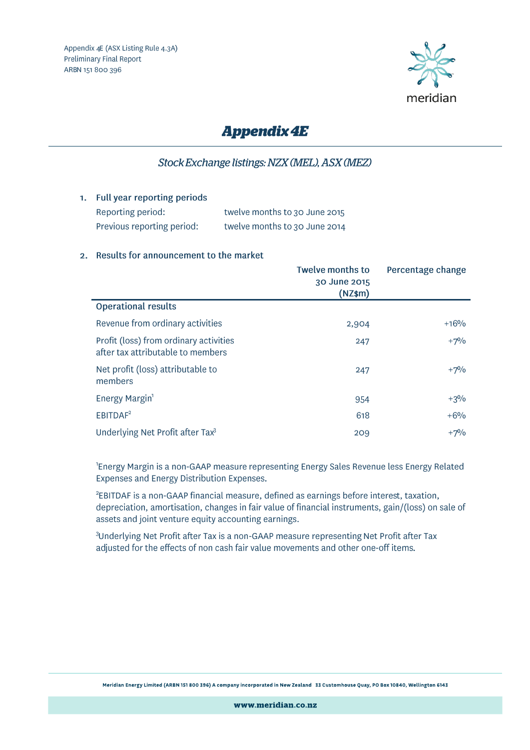Appendix 4E (ASX Listing Rule 4.3A)
Preliminary Final Report
ARBN 151 800 396

# *Appendix 4E*

## *Stock Exchange listings: NZX (MEL), ASX (MEZ)*

1. **Full year reporting periods**

   Reporting period: twelve months to 30 June 2015

   Previous reporting period: twelve months to 30 June 2014

2. **Results for announcement to the market**

| | Twelve months to 30 June 2015 (NZ$m) | Percentage change |
|---|---|---|
| **Operational results** | | |
| Revenue from ordinary activities | 2,904 | +16% |
| Profit (loss) from ordinary activities after tax attributable to members | 247 | +7% |
| Net profit (loss) attributable to members | 247 | +7% |
| Energy Margin[1] | 954 | +3% |
| EBITDAF[2] | 618 | +6% |
| Underlying Net Profit after Tax[3] | 209 | +7% |

[1]Energy Margin is a non-GAAP measure representing Energy Sales Revenue less Energy Related Expenses and Energy Distribution Expenses.

[2]EBITDAF is a non-GAAP financial measure, defined as earnings before interest, taxation, depreciation, amortisation, changes in fair value of financial instruments, gain/(loss) on sale of assets and joint venture equity accounting earnings.

[3]Underlying Net Profit after Tax is a non-GAAP measure representing Net Profit after Tax adjusted for the effects of non cash fair value movements and other one-off items.

Meridian Energy Limited (ARBN 151 800 396) A company incorporated in New Zealand 33 Customhouse Quay, PO Box 10840, Wellington 6143

www.meridian.co.nz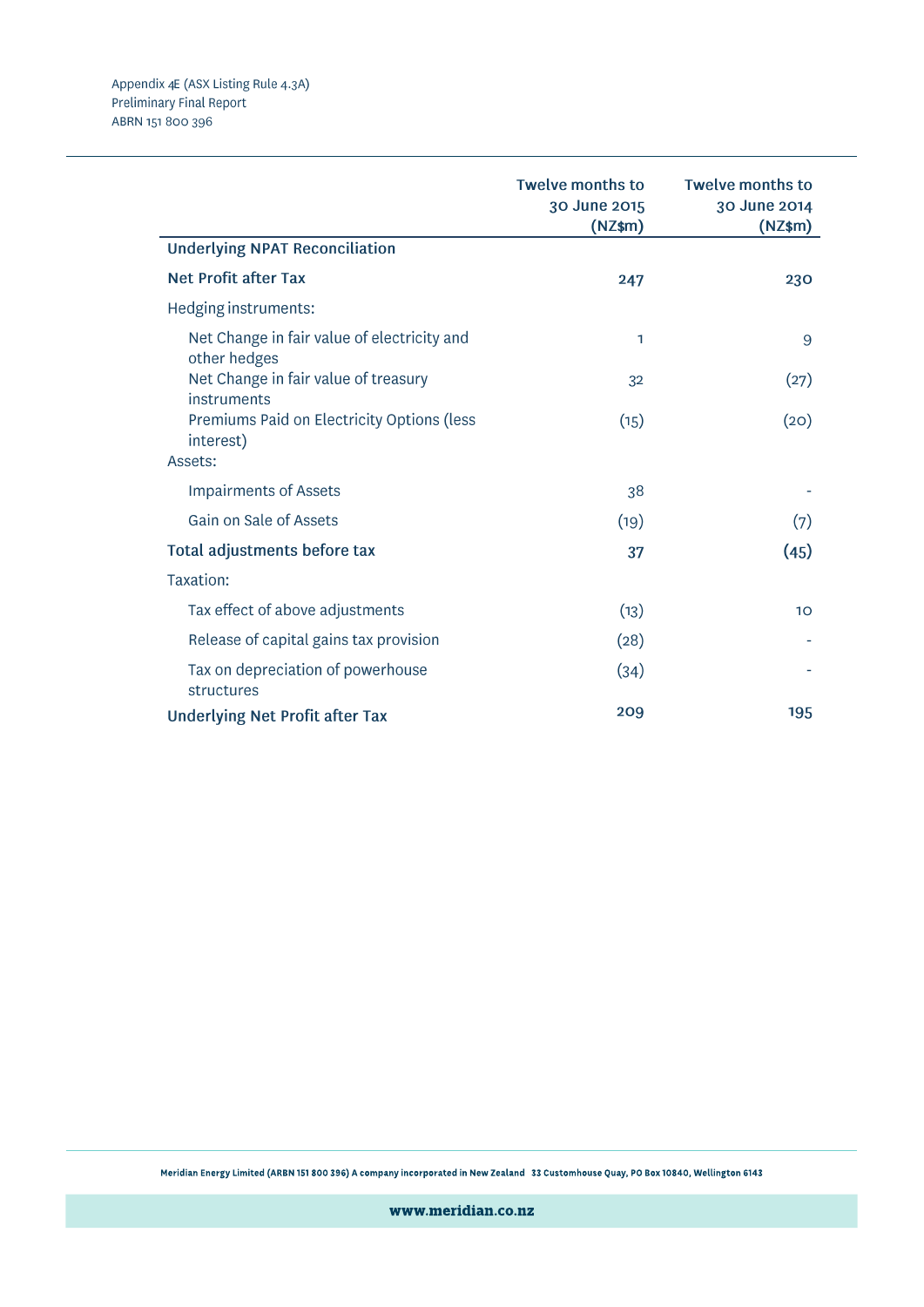|  | Twelve months to 30 June 2015 (NZ$m) | Twelve months to 30 June 2014 (NZ$m) |
|---|---|---|
| **Underlying NPAT Reconciliation** |  |  |
| **Net Profit after Tax** | **247** | **230** |
| Hedging instruments: |  |  |
| Net Change in fair value of electricity and other hedges | 1 | 9 |
| Net Change in fair value of treasury instruments | 32 | (27) |
| Premiums Paid on Electricity Options (less interest) | (15) | (20) |
| Assets: |  |  |
| Impairments of Assets | 38 | - |
| Gain on Sale of Assets | (19) | (7) |
| **Total adjustments before tax** | **37** | **(45)** |
| Taxation: |  |  |
| Tax effect of above adjustments | (13) | 10 |
| Release of capital gains tax provision | (28) | - |
| Tax on depreciation of powerhouse structures | (34) | - |
| **Underlying Net Profit after Tax** | **209** | **195** |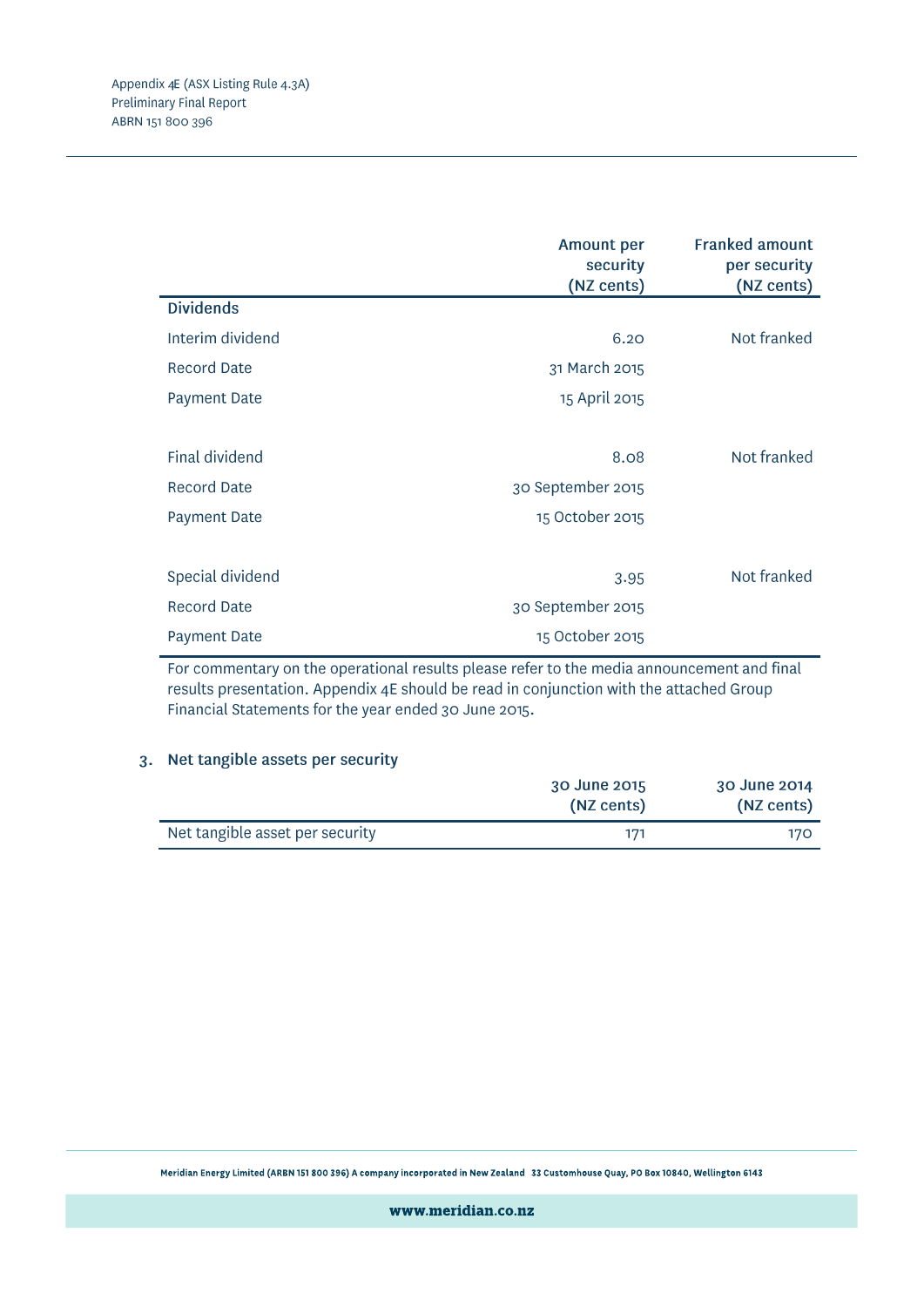| | Amount per security (NZ cents) | Franked amount per security (NZ cents) |
|---|---|---|
| **Dividends** | | |
| Interim dividend | 6.20 | Not franked |
| Record Date | 31 March 2015 | |
| Payment Date | 15 April 2015 | |
| | | |
| Final dividend | 8.08 | Not franked |
| Record Date | 30 September 2015 | |
| Payment Date | 15 October 2015 | |
| | | |
| Special dividend | 3.95 | Not franked |
| Record Date | 30 September 2015 | |
| Payment Date | 15 October 2015 | |

For commentary on the operational results please refer to the media announcement and final results presentation. Appendix 4E should be read in conjunction with the attached Group Financial Statements for the year ended 30 June 2015.

## 3. Net tangible assets per security

| | 30 June 2015 (NZ cents) | 30 June 2014 (NZ cents) |
|---|---|---|
| Net tangible asset per security | 171 | 170 |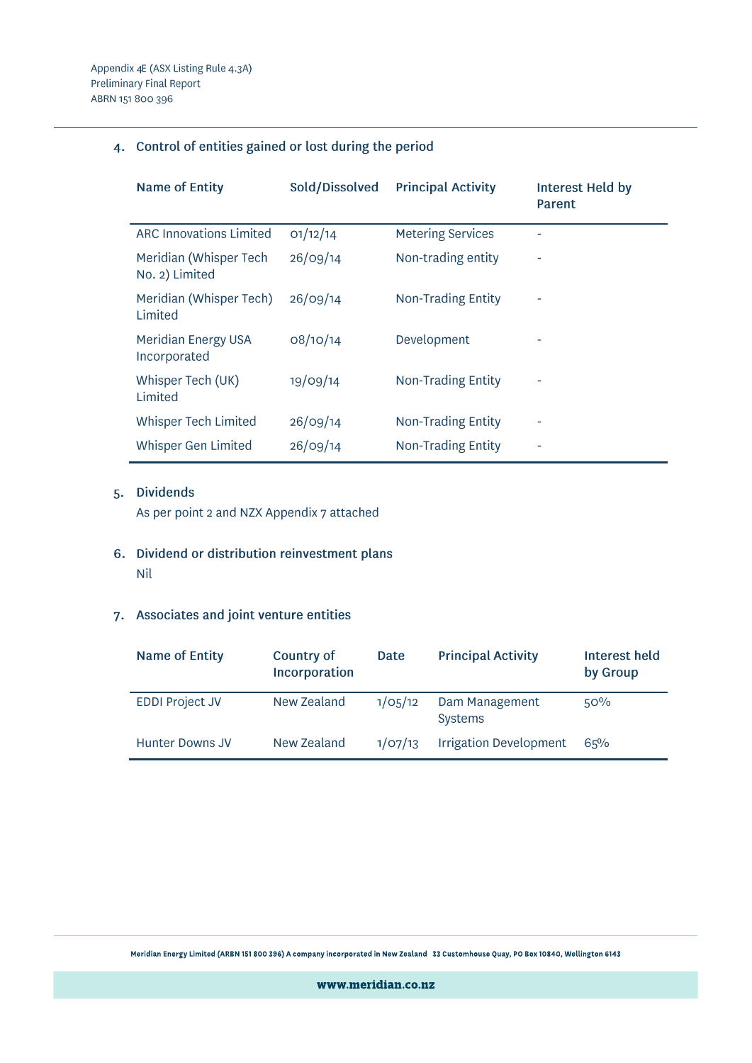## 4. Control of entities gained or lost during the period

| Name of Entity | Sold/Dissolved | Principal Activity | Interest Held by Parent |
|---|---|---|---|
| ARC Innovations Limited | 01/12/14 | Metering Services | - |
| Meridian (Whisper Tech No. 2) Limited | 26/09/14 | Non-trading entity | - |
| Meridian (Whisper Tech) Limited | 26/09/14 | Non-Trading Entity | - |
| Meridian Energy USA Incorporated | 08/10/14 | Development | - |
| Whisper Tech (UK) Limited | 19/09/14 | Non-Trading Entity | - |
| Whisper Tech Limited | 26/09/14 | Non-Trading Entity | - |
| Whisper Gen Limited | 26/09/14 | Non-Trading Entity | - |

## 5. Dividends

As per point 2 and NZX Appendix 7 attached

## 6. Dividend or distribution reinvestment plans

Nil

## 7. Associates and joint venture entities

| Name of Entity | Country of Incorporation | Date | Principal Activity | Interest held by Group |
|---|---|---|---|---|
| EDDI Project JV | New Zealand | 1/05/12 | Dam Management Systems | 50% |
| Hunter Downs JV | New Zealand | 1/07/13 | Irrigation Development | 65% |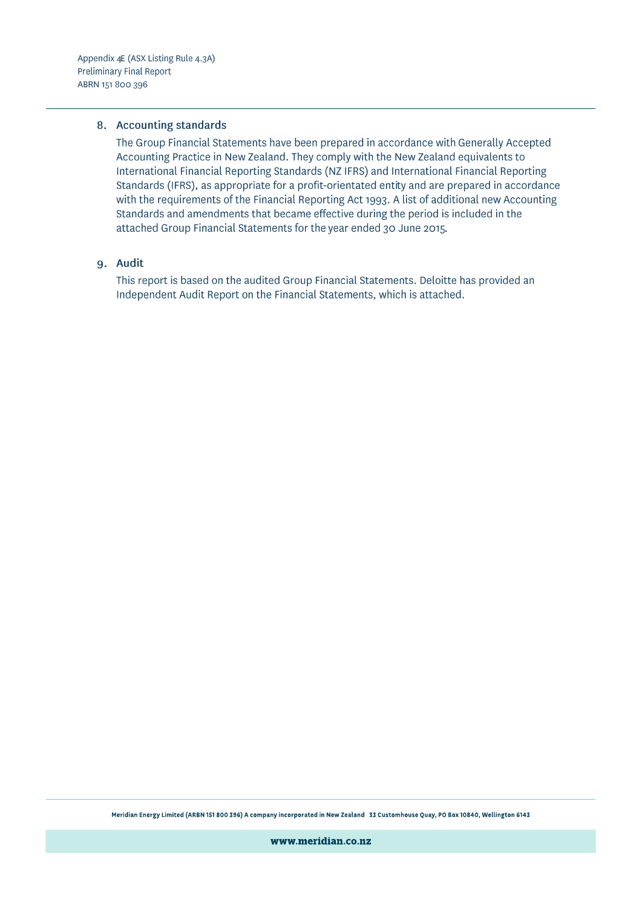## 8. Accounting standards

The Group Financial Statements have been prepared in accordance with Generally Accepted Accounting Practice in New Zealand. They comply with the New Zealand equivalents to International Financial Reporting Standards (NZ IFRS) and International Financial Reporting Standards (IFRS), as appropriate for a profit-orientated entity and are prepared in accordance with the requirements of the Financial Reporting Act 1993. A list of additional new Accounting Standards and amendments that became effective during the period is included in the attached Group Financial Statements for the year ended 30 June 2015.

## 9. Audit

This report is based on the audited Group Financial Statements. Deloitte has provided an Independent Audit Report on the Financial Statements, which is attached.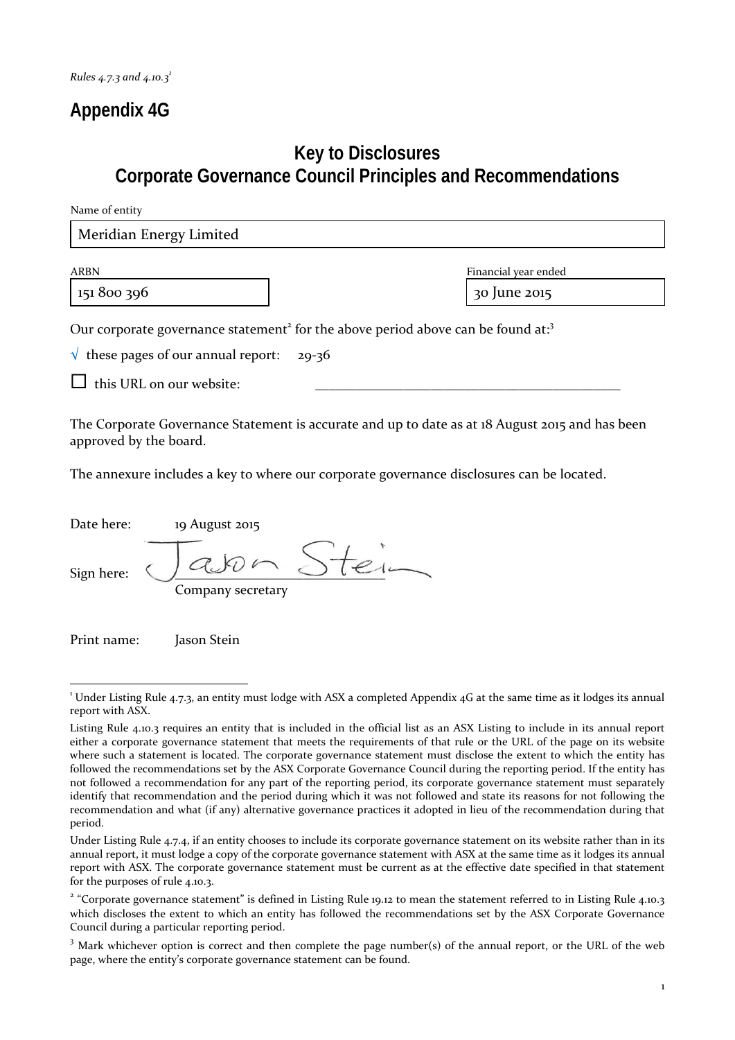*Rules 4.7.3 and 4.10.3*[1]

# Appendix 4G

## Key to Disclosures
## Corporate Governance Council Principles and Recommendations

Name of entity

| Meridian Energy Limited |
|---|

| ARBN | Financial year ended |
|---|---|
| 151 800 396 | 30 June 2015 |

Our corporate governance statement[2] for the above period above can be found at:[3]

√ these pages of our annual report: 29-36

☐ this URL on our website: ______________________________

The Corporate Governance Statement is accurate and up to date as at 18 August 2015 and has been approved by the board.

The annexure includes a key to where our corporate governance disclosures can be located.

Date here: 19 August 2015

Sign here: Jason Stein
Company secretary

Print name: Jason Stein

---

[1] Under Listing Rule 4.7.3, an entity must lodge with ASX a completed Appendix 4G at the same time as it lodges its annual report with ASX.

Listing Rule 4.10.3 requires an entity that is included in the official list as an ASX Listing to include in its annual report either a corporate governance statement that meets the requirements of that rule or the URL of the page on its website where such a statement is located. The corporate governance statement must disclose the extent to which the entity has followed the recommendations set by the ASX Corporate Governance Council during the reporting period. If the entity has not followed a recommendation for any part of the reporting period, its corporate governance statement must separately identify that recommendation and the period during which it was not followed and state its reasons for not following the recommendation and what (if any) alternative governance practices it adopted in lieu of the recommendation during that period.

Under Listing Rule 4.7.4, if an entity chooses to include its corporate governance statement on its website rather than in its annual report, it must lodge a copy of the corporate governance statement with ASX at the same time as it lodges its annual report with ASX. The corporate governance statement must be current as at the effective date specified in that statement for the purposes of rule 4.10.3.

[2] "Corporate governance statement" is defined in Listing Rule 19.12 to mean the statement referred to in Listing Rule 4.10.3 which discloses the extent to which an entity has followed the recommendations set by the ASX Corporate Governance Council during a particular reporting period.

[3] Mark whichever option is correct and then complete the page number(s) of the annual report, or the URL of the web page, where the entity's corporate governance statement can be found.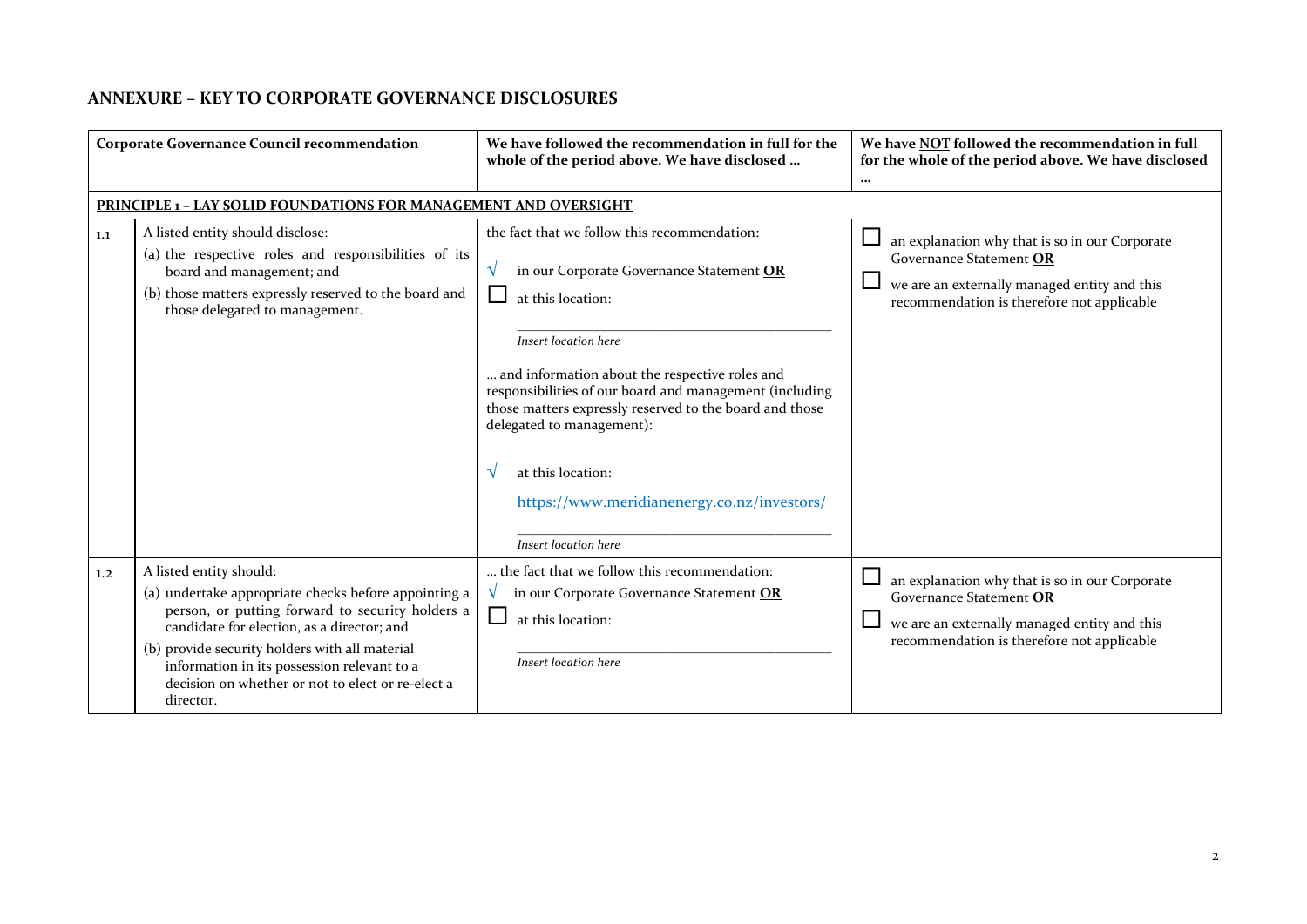## ANNEXURE – KEY TO CORPORATE GOVERNANCE DISCLOSURES

| | Corporate Governance Council recommendation | We have followed the recommendation in full for the whole of the period above. We have disclosed … | We have <u>NOT</u> followed the recommendation in full for the whole of the period above. We have disclosed … |
|---|---|---|---|
| **<u>PRINCIPLE 1 – LAY SOLID FOUNDATIONS FOR MANAGEMENT AND OVERSIGHT</u>** | | | |
| 1.1 | A listed entity should disclose:<br>(a) the respective roles and responsibilities of its board and management; and<br>(b) those matters expressly reserved to the board and those delegated to management. | the fact that we follow this recommendation:<br>√ in our Corporate Governance Statement **<u>OR</u>**<br>☐ at this location:<br>_Insert location here_<br>… and information about the respective roles and responsibilities of our board and management (including those matters expressly reserved to the board and those delegated to management):<br>√ at this location:<br>https://www.meridianenergy.co.nz/investors/<br>_Insert location here_ | ☐ an explanation why that is so in our Corporate Governance Statement **<u>OR</u>**<br>☐ we are an externally managed entity and this recommendation is therefore not applicable |
| 1.2 | A listed entity should:<br>(a) undertake appropriate checks before appointing a person, or putting forward to security holders a candidate for election, as a director; and<br>(b) provide security holders with all material information in its possession relevant to a decision on whether or not to elect or re-elect a director. | … the fact that we follow this recommendation:<br>√ in our Corporate Governance Statement **<u>OR</u>**<br>☐ at this location:<br>_Insert location here_ | ☐ an explanation why that is so in our Corporate Governance Statement **<u>OR</u>**<br>☐ we are an externally managed entity and this recommendation is therefore not applicable |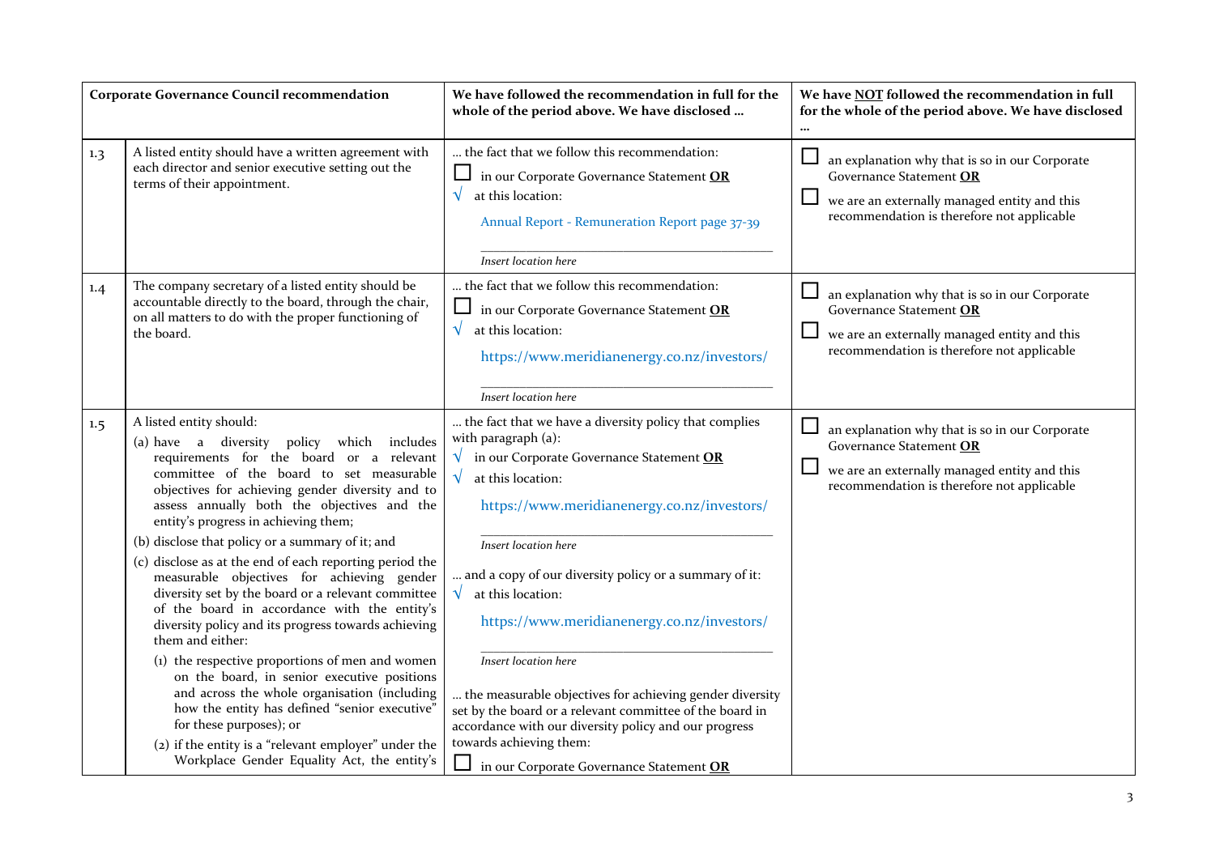| Corporate Governance Council recommendation | | We have followed the recommendation in full for the whole of the period above. We have disclosed … | We have **NOT** followed the recommendation in full for the whole of the period above. We have disclosed … |
|---|---|---|---|
| 1.3 | A listed entity should have a written agreement with each director and senior executive setting out the terms of their appointment. | … the fact that we follow this recommendation:<br>☐ in our Corporate Governance Statement **OR**<br>√ at this location:<br>Annual Report - Remuneration Report page 37-39<br>*Insert location here* | ☐ an explanation why that is so in our Corporate Governance Statement **OR**<br>☐ we are an externally managed entity and this recommendation is therefore not applicable |
| 1.4 | The company secretary of a listed entity should be accountable directly to the board, through the chair, on all matters to do with the proper functioning of the board. | … the fact that we follow this recommendation:<br>☐ in our Corporate Governance Statement **OR**<br>√ at this location:<br>https://www.meridianenergy.co.nz/investors/<br>*Insert location here* | ☐ an explanation why that is so in our Corporate Governance Statement **OR**<br>☐ we are an externally managed entity and this recommendation is therefore not applicable |
| 1.5 | A listed entity should:<br>(a) have a diversity policy which includes requirements for the board or a relevant committee of the board to set measurable objectives for achieving gender diversity and to assess annually both the objectives and the entity's progress in achieving them;<br>(b) disclose that policy or a summary of it; and<br>(c) disclose as at the end of each reporting period the measurable objectives for achieving gender diversity set by the board or a relevant committee of the board in accordance with the entity's diversity policy and its progress towards achieving them and either:<br>(1) the respective proportions of men and women on the board, in senior executive positions and across the whole organisation (including how the entity has defined "senior executive" for these purposes); or<br>(2) if the entity is a "relevant employer" under the Workplace Gender Equality Act, the entity's | … the fact that we have a diversity policy that complies with paragraph (a):<br>√ in our Corporate Governance Statement **OR**<br>√ at this location:<br>https://www.meridianenergy.co.nz/investors/<br>*Insert location here*<br>… and a copy of our diversity policy or a summary of it:<br>√ at this location:<br>https://www.meridianenergy.co.nz/investors/<br>*Insert location here*<br>… the measurable objectives for achieving gender diversity set by the board or a relevant committee of the board in accordance with our diversity policy and our progress towards achieving them:<br>☐ in our Corporate Governance Statement **OR** | ☐ an explanation why that is so in our Corporate Governance Statement **OR**<br>☐ we are an externally managed entity and this recommendation is therefore not applicable |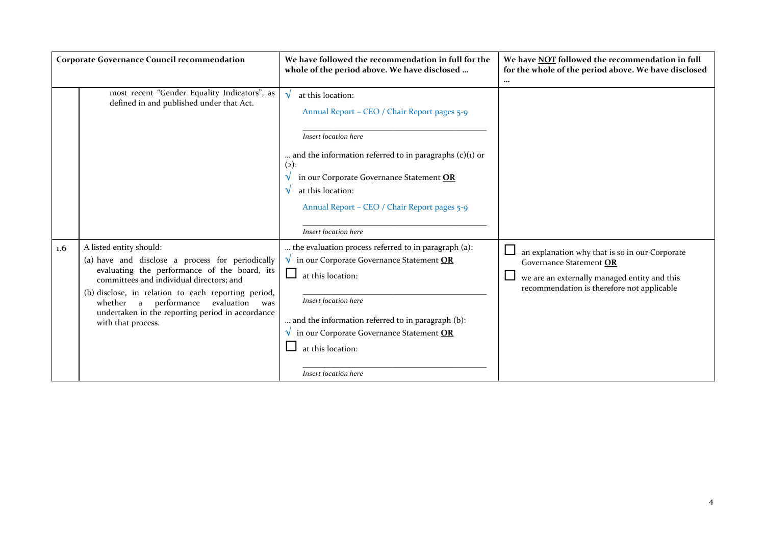| Corporate Governance Council recommendation | | We have followed the recommendation in full for the whole of the period above. We have disclosed … | We have NOT followed the recommendation in full for the whole of the period above. We have disclosed … |
|---|---|---|---|
| | most recent "Gender Equality Indicators", as defined in and published under that Act. | √ at this location:<br>Annual Report – CEO / Chair Report pages 5-9<br>*Insert location here*<br>… and the information referred to in paragraphs (c)(1) or (2):<br>√ in our Corporate Governance Statement **OR**<br>√ at this location:<br>Annual Report – CEO / Chair Report pages 5-9<br>*Insert location here* | |
| 1.6 | A listed entity should:<br>(a) have and disclose a process for periodically evaluating the performance of the board, its committees and individual directors; and<br>(b) disclose, in relation to each reporting period, whether a performance evaluation was undertaken in the reporting period in accordance with that process. | … the evaluation process referred to in paragraph (a):<br>√ in our Corporate Governance Statement **OR**<br>☐ at this location:<br>*Insert location here*<br>… and the information referred to in paragraph (b):<br>√ in our Corporate Governance Statement **OR**<br>☐ at this location:<br>*Insert location here* | ☐ an explanation why that is so in our Corporate Governance Statement **OR**<br>☐ we are an externally managed entity and this recommendation is therefore not applicable |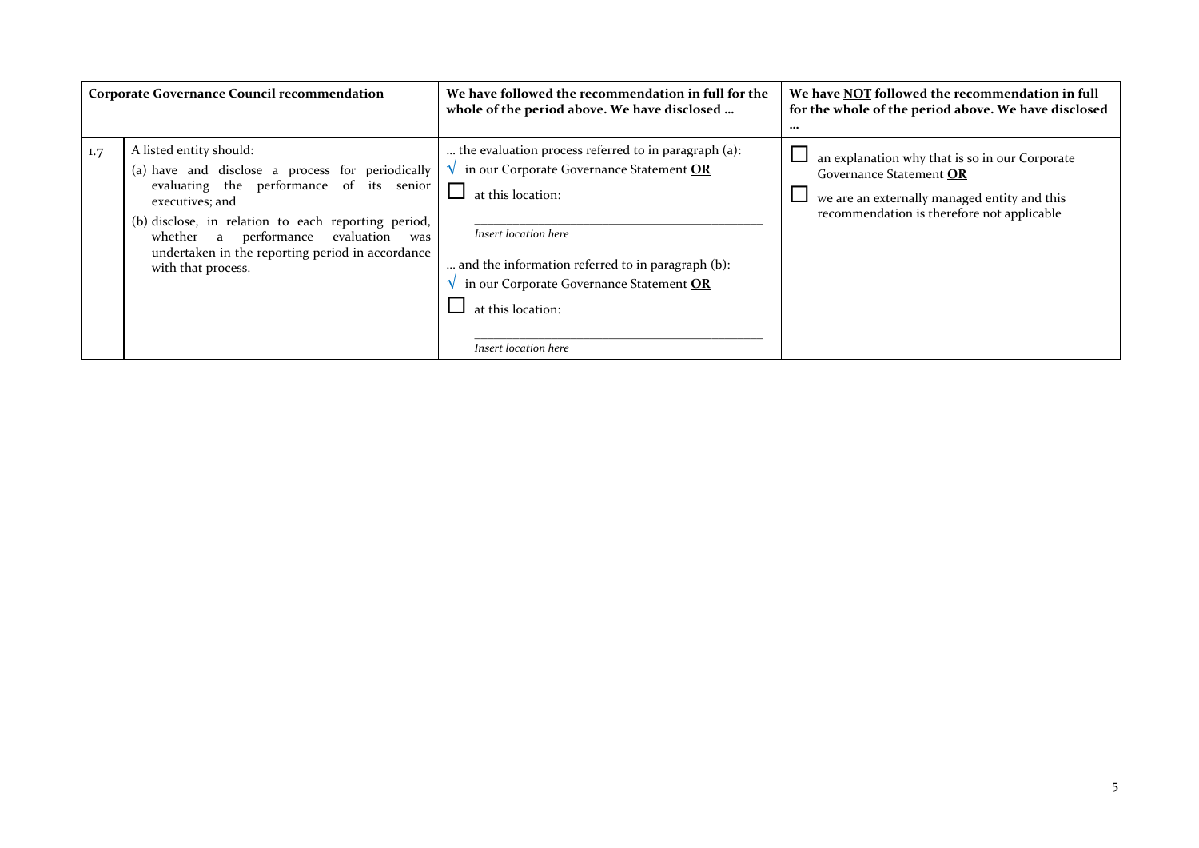| | Corporate Governance Council recommendation | We have followed the recommendation in full for the whole of the period above. We have disclosed … | We have <u>NOT</u> followed the recommendation in full for the whole of the period above. We have disclosed … |
|---|---|---|---|
| 1.7 | A listed entity should:<br>(a) have and disclose a process for periodically evaluating the performance of its senior executives; and<br>(b) disclose, in relation to each reporting period, whether a performance evaluation was undertaken in the reporting period in accordance with that process. | … the evaluation process referred to in paragraph (a):<br>√ in our Corporate Governance Statement **<u>OR</u>**<br>☐ at this location:<br>\_\_\_\_\_\_\_\_\_\_\_\_\_\_\_\_\_\_\_\_\_\_\_\_<br>*Insert location here*<br>… and the information referred to in paragraph (b):<br>√ in our Corporate Governance Statement **<u>OR</u>**<br>☐ at this location:<br>\_\_\_\_\_\_\_\_\_\_\_\_\_\_\_\_\_\_\_\_\_\_\_\_<br>*Insert location here* | ☐ an explanation why that is so in our Corporate Governance Statement **<u>OR</u>**<br>☐ we are an externally managed entity and this recommendation is therefore not applicable |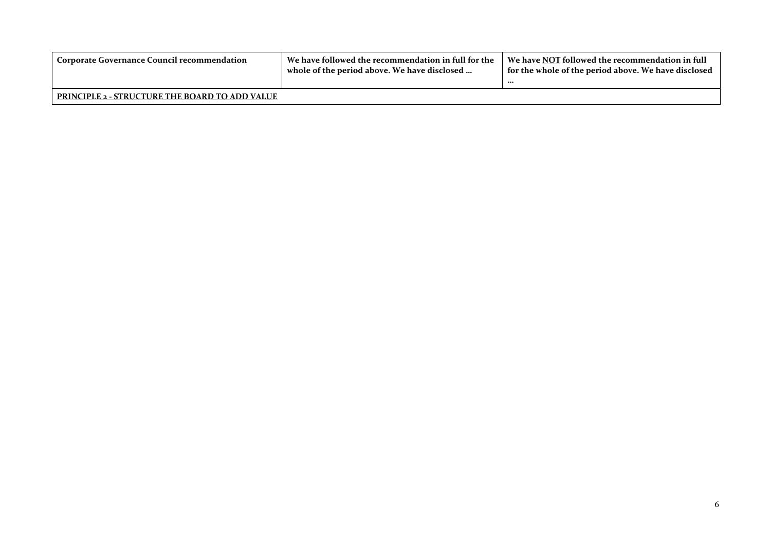| Corporate Governance Council recommendation | We have followed the recommendation in full for the whole of the period above. We have disclosed … | We have <u>NOT</u> followed the recommendation in full for the whole of the period above. We have disclosed … |
| --- | --- | --- |
| **<u>PRINCIPLE 2 - STRUCTURE THE BOARD TO ADD VALUE</u>** | | |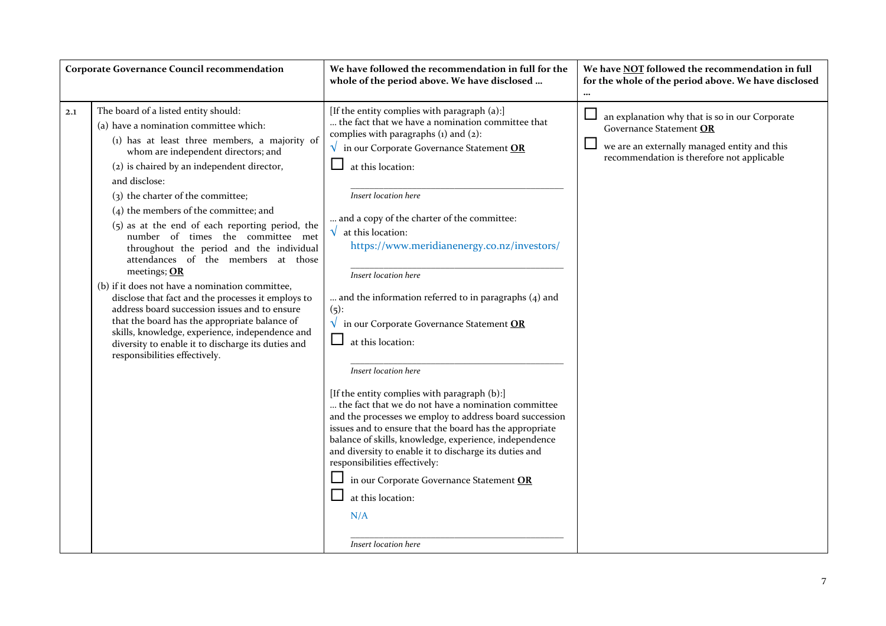| | Corporate Governance Council recommendation | We have followed the recommendation in full for the whole of the period above. We have disclosed … | We have <u>NOT</u> followed the recommendation in full for the whole of the period above. We have disclosed … |
|---|---|---|---|
| 2.1 | The board of a listed entity should:<br>(a) have a nomination committee which:<br>(1) has at least three members, a majority of whom are independent directors; and<br>(2) is chaired by an independent director,<br>and disclose:<br>(3) the charter of the committee;<br>(4) the members of the committee; and<br>(5) as at the end of each reporting period, the number of times the committee met throughout the period and the individual attendances of the members at those meetings; **<u>OR</u>**<br>(b) if it does not have a nomination committee, disclose that fact and the processes it employs to address board succession issues and to ensure that the board has the appropriate balance of skills, knowledge, experience, independence and diversity to enable it to discharge its duties and responsibilities effectively. | [If the entity complies with paragraph (a):]<br>… the fact that we have a nomination committee that complies with paragraphs (1) and (2):<br>√ in our Corporate Governance Statement **<u>OR</u>**<br>☐ at this location:<br>_Insert location here_<br>… and a copy of the charter of the committee:<br>√ at this location:<br>https://www.meridianenergy.co.nz/investors/<br>_Insert location here_<br>… and the information referred to in paragraphs (4) and (5):<br>√ in our Corporate Governance Statement **<u>OR</u>**<br>☐ at this location:<br>_Insert location here_<br>[If the entity complies with paragraph (b):]<br>… the fact that we do not have a nomination committee and the processes we employ to address board succession issues and to ensure that the board has the appropriate balance of skills, knowledge, experience, independence and diversity to enable it to discharge its duties and responsibilities effectively:<br>☐ in our Corporate Governance Statement **<u>OR</u>**<br>☐ at this location:<br>N/A<br>_Insert location here_ | ☐ an explanation why that is so in our Corporate Governance Statement **<u>OR</u>**<br>☐ we are an externally managed entity and this recommendation is therefore not applicable |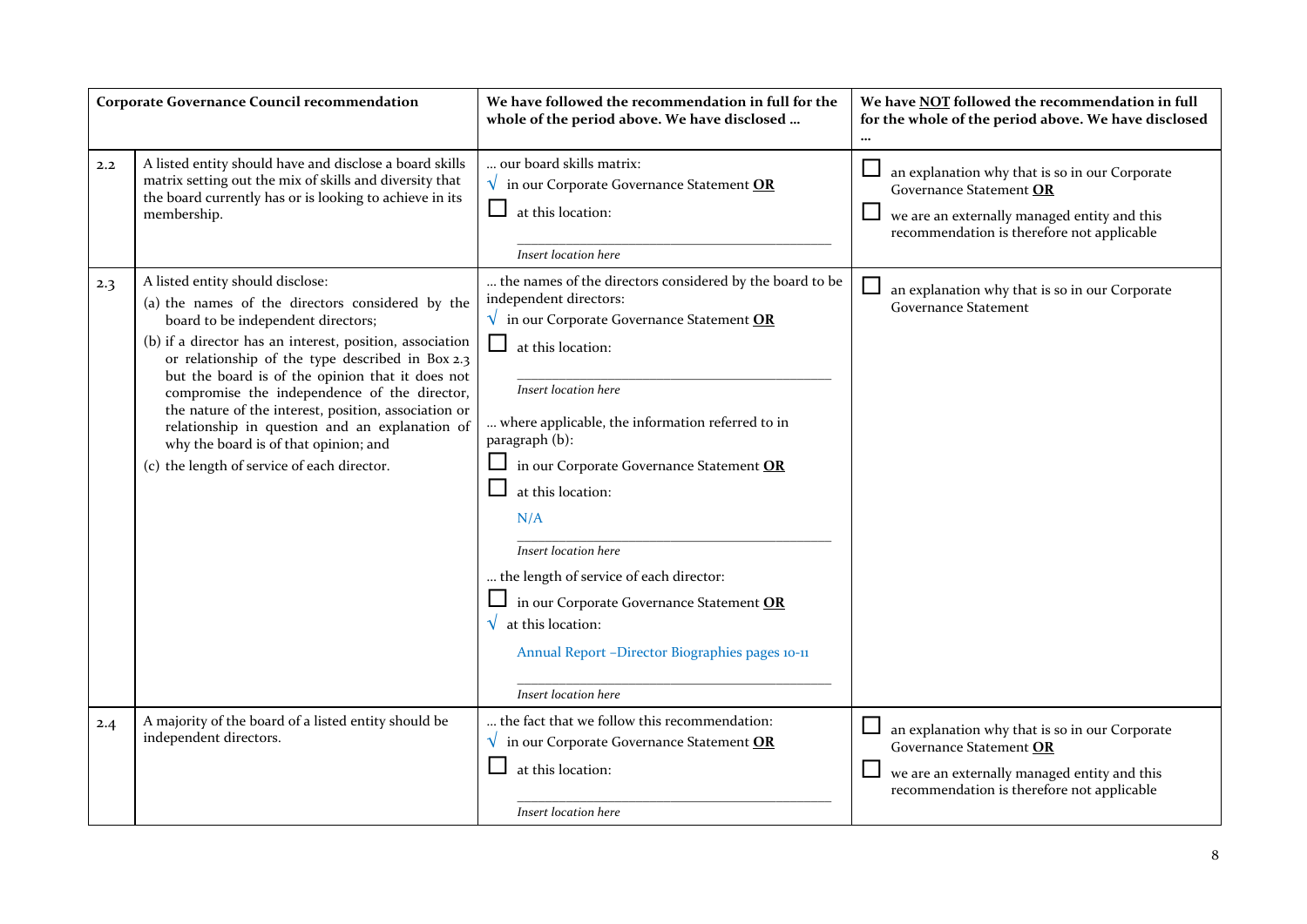| Corporate Governance Council recommendation | | We have followed the recommendation in full for the whole of the period above. We have disclosed … | We have <u>NOT</u> followed the recommendation in full for the whole of the period above. We have disclosed … |
|---|---|---|---|
| 2.2 | A listed entity should have and disclose a board skills matrix setting out the mix of skills and diversity that the board currently has or is looking to achieve in its membership. | … our board skills matrix:<br>√ in our Corporate Governance Statement **OR**<br>☐ at this location:<br>_Insert location here_ | ☐ an explanation why that is so in our Corporate Governance Statement **OR**<br>☐ we are an externally managed entity and this recommendation is therefore not applicable |
| 2.3 | A listed entity should disclose:<br>(a) the names of the directors considered by the board to be independent directors;<br>(b) if a director has an interest, position, association or relationship of the type described in Box 2.3 but the board is of the opinion that it does not compromise the independence of the director, the nature of the interest, position, association or relationship in question and an explanation of why the board is of that opinion; and<br>(c) the length of service of each director. | … the names of the directors considered by the board to be independent directors:<br>√ in our Corporate Governance Statement **OR**<br>☐ at this location:<br>_Insert location here_<br>… where applicable, the information referred to in paragraph (b):<br>☐ in our Corporate Governance Statement **OR**<br>☐ at this location:<br>N/A<br>_Insert location here_<br>… the length of service of each director:<br>☐ in our Corporate Governance Statement **OR**<br>√ at this location:<br>Annual Report –Director Biographies pages 10-11<br>_Insert location here_ | ☐ an explanation why that is so in our Corporate Governance Statement |
| 2.4 | A majority of the board of a listed entity should be independent directors. | … the fact that we follow this recommendation:<br>√ in our Corporate Governance Statement **OR**<br>☐ at this location:<br>_Insert location here_ | ☐ an explanation why that is so in our Corporate Governance Statement **OR**<br>☐ we are an externally managed entity and this recommendation is therefore not applicable |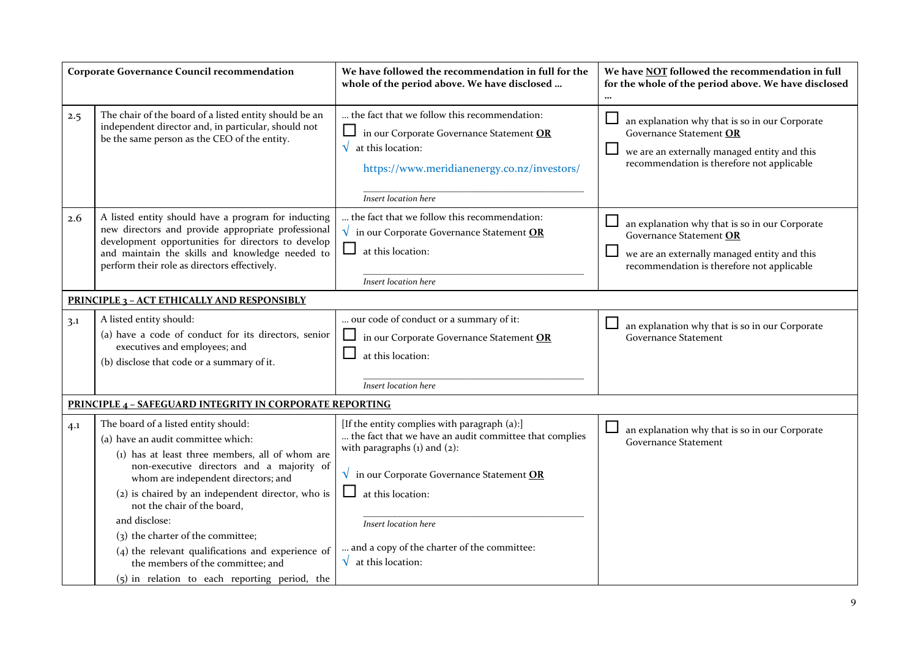| | Corporate Governance Council recommendation | We have followed the recommendation in full for the whole of the period above. We have disclosed … | We have NOT followed the recommendation in full for the whole of the period above. We have disclosed … |
|---|---|---|---|
| 2.5 | The chair of the board of a listed entity should be an independent director and, in particular, should not be the same person as the CEO of the entity. | … the fact that we follow this recommendation:<br>☐ in our Corporate Governance Statement **OR**<br>√ at this location:<br>https://www.meridianenergy.co.nz/investors/<br>*Insert location here* | ☐ an explanation why that is so in our Corporate Governance Statement **OR**<br>☐ we are an externally managed entity and this recommendation is therefore not applicable |
| 2.6 | A listed entity should have a program for inducting new directors and provide appropriate professional development opportunities for directors to develop and maintain the skills and knowledge needed to perform their role as directors effectively. | … the fact that we follow this recommendation:<br>√ in our Corporate Governance Statement **OR**<br>☐ at this location:<br>*Insert location here* | ☐ an explanation why that is so in our Corporate Governance Statement **OR**<br>☐ we are an externally managed entity and this recommendation is therefore not applicable |
| **PRINCIPLE 3 – ACT ETHICALLY AND RESPONSIBLY** | | | |
| 3.1 | A listed entity should:<br>(a) have a code of conduct for its directors, senior executives and employees; and<br>(b) disclose that code or a summary of it. | … our code of conduct or a summary of it:<br>☐ in our Corporate Governance Statement **OR**<br>☐ at this location:<br>*Insert location here* | ☐ an explanation why that is so in our Corporate Governance Statement |
| **PRINCIPLE 4 – SAFEGUARD INTEGRITY IN CORPORATE REPORTING** | | | |
| 4.1 | The board of a listed entity should:<br>(a) have an audit committee which:<br>(1) has at least three members, all of whom are non-executive directors and a majority of whom are independent directors; and<br>(2) is chaired by an independent director, who is not the chair of the board,<br>and disclose:<br>(3) the charter of the committee;<br>(4) the relevant qualifications and experience of the members of the committee; and<br>(5) in relation to each reporting period, the | [If the entity complies with paragraph (a):]<br>… the fact that we have an audit committee that complies with paragraphs (1) and (2):<br>√ in our Corporate Governance Statement **OR**<br>☐ at this location:<br>*Insert location here*<br>… and a copy of the charter of the committee:<br>√ at this location: | ☐ an explanation why that is so in our Corporate Governance Statement |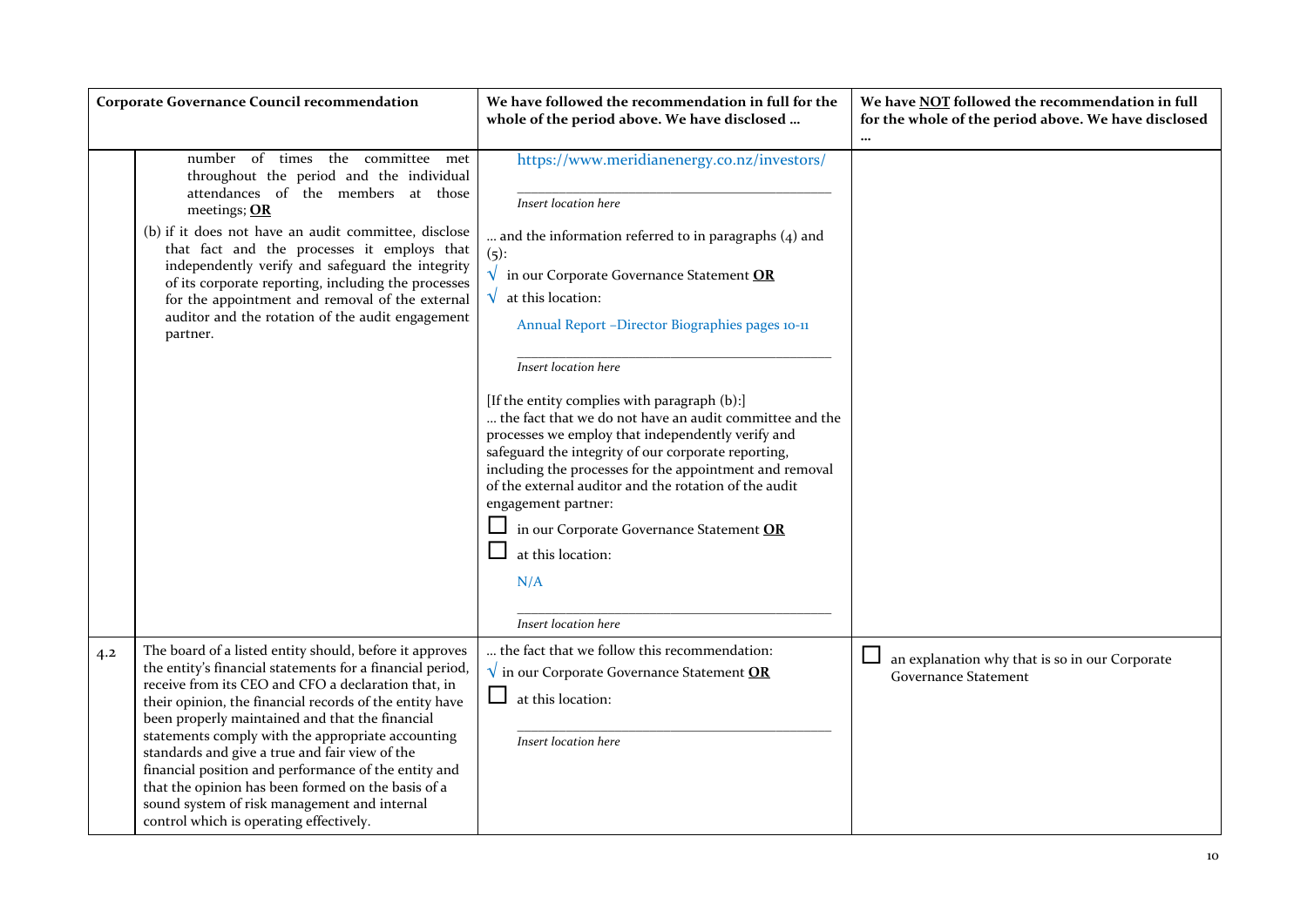| Corporate Governance Council recommendation | | We have followed the recommendation in full for the whole of the period above. We have disclosed … | We have NOT followed the recommendation in full for the whole of the period above. We have disclosed … |
|---|---|---|---|
| | number of times the committee met throughout the period and the individual attendances of the members at those meetings; **OR**<br>(b) if it does not have an audit committee, disclose that fact and the processes it employs that independently verify and safeguard the integrity of its corporate reporting, including the processes for the appointment and removal of the external auditor and the rotation of the audit engagement partner. | https://www.meridianenergy.co.nz/investors/<br>*Insert location here*<br>… and the information referred to in paragraphs (4) and (5):<br>√ in our Corporate Governance Statement **OR**<br>√ at this location:<br>Annual Report –Director Biographies pages 10-11<br>*Insert location here*<br>[If the entity complies with paragraph (b):]<br>… the fact that we do not have an audit committee and the processes we employ that independently verify and safeguard the integrity of our corporate reporting, including the processes for the appointment and removal of the external auditor and the rotation of the audit engagement partner:<br>☐ in our Corporate Governance Statement **OR**<br>☐ at this location:<br>N/A<br>*Insert location here* | |
| 4.2 | The board of a listed entity should, before it approves the entity's financial statements for a financial period, receive from its CEO and CFO a declaration that, in their opinion, the financial records of the entity have been properly maintained and that the financial statements comply with the appropriate accounting standards and give a true and fair view of the financial position and performance of the entity and that the opinion has been formed on the basis of a sound system of risk management and internal control which is operating effectively. | … the fact that we follow this recommendation:<br>√ in our Corporate Governance Statement **OR**<br>☐ at this location:<br>*Insert location here* | ☐ an explanation why that is so in our Corporate Governance Statement |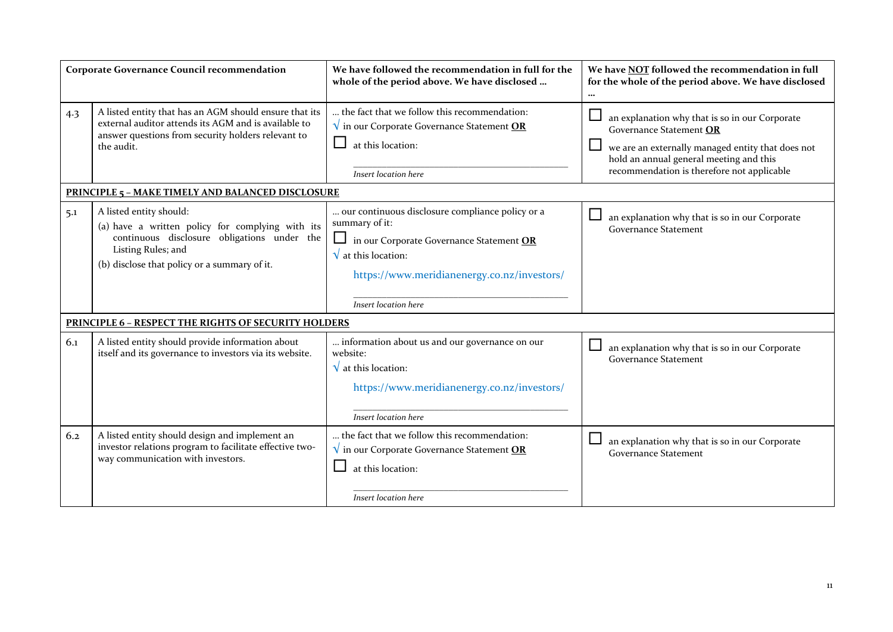| Corporate Governance Council recommendation | | We have followed the recommendation in full for the whole of the period above. We have disclosed … | We have NOT followed the recommendation in full for the whole of the period above. We have disclosed … |
|---|---|---|---|
| 4.3 | A listed entity that has an AGM should ensure that its external auditor attends its AGM and is available to answer questions from security holders relevant to the audit. | … the fact that we follow this recommendation:<br>√ in our Corporate Governance Statement **OR**<br>☐ at this location:<br>_Insert location here_ | ☐ an explanation why that is so in our Corporate Governance Statement **OR**<br>☐ we are an externally managed entity that does not hold an annual general meeting and this recommendation is therefore not applicable |
| **PRINCIPLE 5 – MAKE TIMELY AND BALANCED DISCLOSURE** | | | |
| 5.1 | A listed entity should:<br>(a) have a written policy for complying with its continuous disclosure obligations under the Listing Rules; and<br>(b) disclose that policy or a summary of it. | … our continuous disclosure compliance policy or a summary of it:<br>☐ in our Corporate Governance Statement **OR**<br>√ at this location:<br>https://www.meridianenergy.co.nz/investors/<br>_Insert location here_ | ☐ an explanation why that is so in our Corporate Governance Statement |
| **PRINCIPLE 6 – RESPECT THE RIGHTS OF SECURITY HOLDERS** | | | |
| 6.1 | A listed entity should provide information about itself and its governance to investors via its website. | … information about us and our governance on our website:<br>√ at this location:<br>https://www.meridianenergy.co.nz/investors/<br>_Insert location here_ | ☐ an explanation why that is so in our Corporate Governance Statement |
| 6.2 | A listed entity should design and implement an investor relations program to facilitate effective two-way communication with investors. | … the fact that we follow this recommendation:<br>√ in our Corporate Governance Statement **OR**<br>☐ at this location:<br>_Insert location here_ | ☐ an explanation why that is so in our Corporate Governance Statement |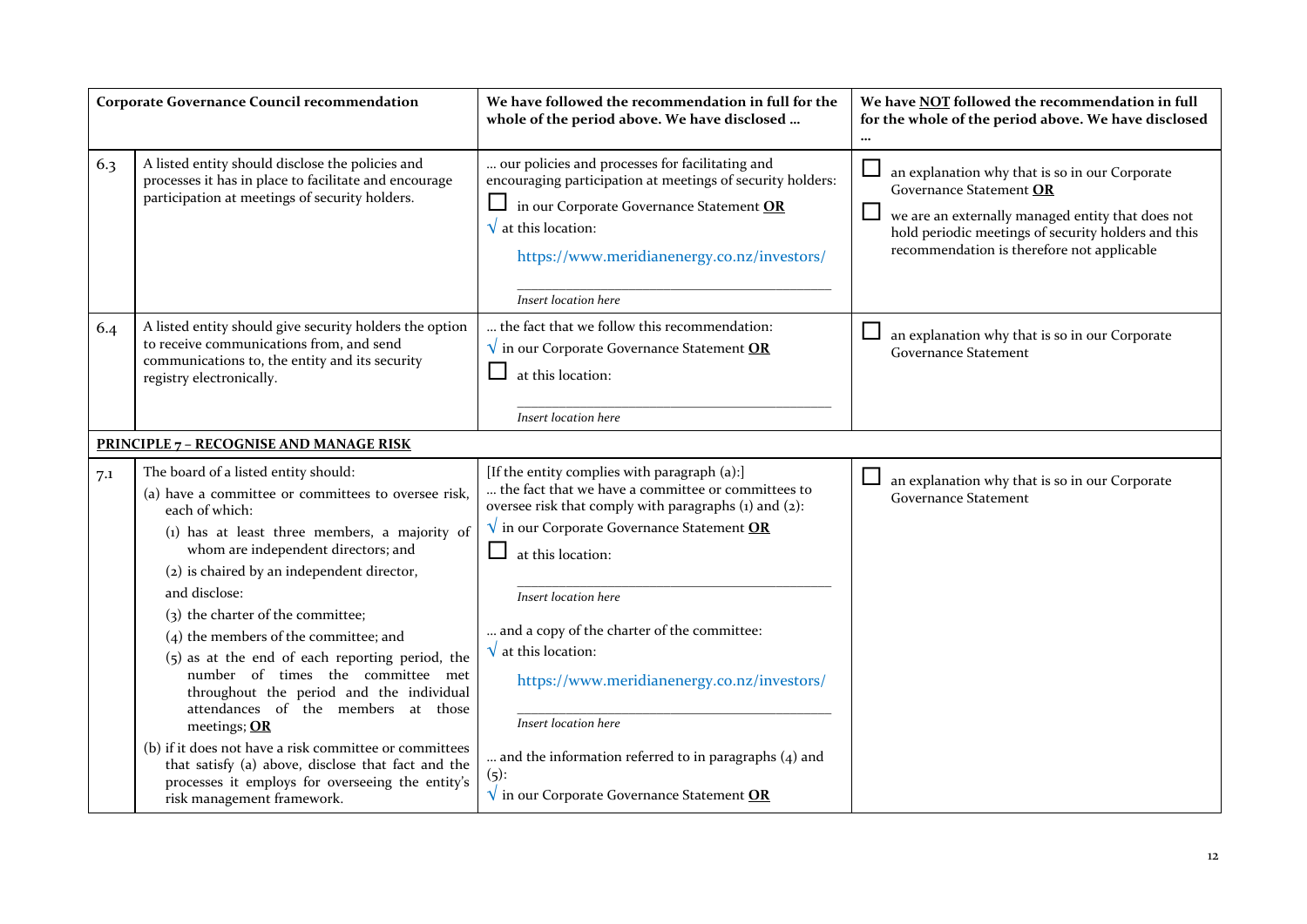| | Corporate Governance Council recommendation | We have followed the recommendation in full for the whole of the period above. We have disclosed … | We have NOT followed the recommendation in full for the whole of the period above. We have disclosed … |
|---|---|---|---|
| 6.3 | A listed entity should disclose the policies and processes it has in place to facilitate and encourage participation at meetings of security holders. | … our policies and processes for facilitating and encouraging participation at meetings of security holders:<br>☐ in our Corporate Governance Statement **OR**<br>√ at this location:<br>https://www.meridianenergy.co.nz/investors/<br>*Insert location here* | ☐ an explanation why that is so in our Corporate Governance Statement **OR**<br>☐ we are an externally managed entity that does not hold periodic meetings of security holders and this recommendation is therefore not applicable |
| 6.4 | A listed entity should give security holders the option to receive communications from, and send communications to, the entity and its security registry electronically. | … the fact that we follow this recommendation:<br>√ in our Corporate Governance Statement **OR**<br>☐ at this location:<br>*Insert location here* | ☐ an explanation why that is so in our Corporate Governance Statement |
| **PRINCIPLE 7 – RECOGNISE AND MANAGE RISK** | | | |
| 7.1 | The board of a listed entity should:<br>(a) have a committee or committees to oversee risk, each of which:<br>(1) has at least three members, a majority of whom are independent directors; and<br>(2) is chaired by an independent director,<br>and disclose:<br>(3) the charter of the committee;<br>(4) the members of the committee; and<br>(5) as at the end of each reporting period, the number of times the committee met throughout the period and the individual attendances of the members at those meetings; **OR**<br>(b) if it does not have a risk committee or committees that satisfy (a) above, disclose that fact and the processes it employs for overseeing the entity's risk management framework. | [If the entity complies with paragraph (a):]<br>… the fact that we have a committee or committees to oversee risk that comply with paragraphs (1) and (2):<br>√ in our Corporate Governance Statement **OR**<br>☐ at this location:<br>*Insert location here*<br>… and a copy of the charter of the committee:<br>√ at this location:<br>https://www.meridianenergy.co.nz/investors/<br>*Insert location here*<br>… and the information referred to in paragraphs (4) and (5):<br>√ in our Corporate Governance Statement **OR** | ☐ an explanation why that is so in our Corporate Governance Statement |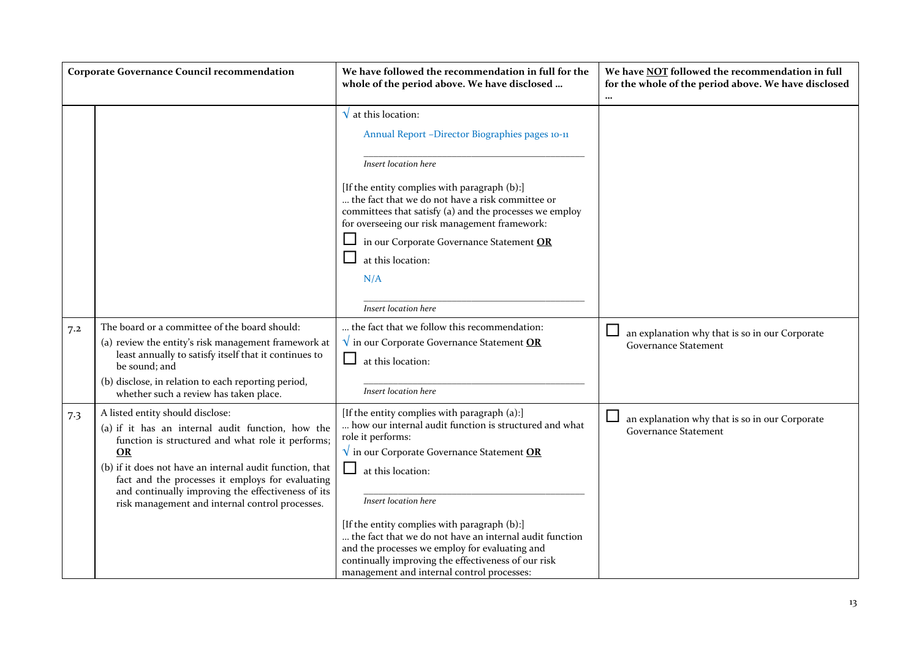| Corporate Governance Council recommendation | | We have followed the recommendation in full for the whole of the period above. We have disclosed … | We have NOT followed the recommendation in full for the whole of the period above. We have disclosed … |
|---|---|---|---|
| | | √ at this location:<br>Annual Report –Director Biographies pages 10-11<br>*Insert location here*<br>[If the entity complies with paragraph (b):]<br>… the fact that we do not have a risk committee or committees that satisfy (a) and the processes we employ for overseeing our risk management framework:<br>☐ in our Corporate Governance Statement **OR**<br>☐ at this location:<br>N/A<br>*Insert location here* | |
| 7.2 | The board or a committee of the board should:<br>(a) review the entity's risk management framework at least annually to satisfy itself that it continues to be sound; and<br>(b) disclose, in relation to each reporting period, whether such a review has taken place. | … the fact that we follow this recommendation:<br>√ in our Corporate Governance Statement **OR**<br>☐ at this location:<br>*Insert location here* | ☐ an explanation why that is so in our Corporate Governance Statement |
| 7.3 | A listed entity should disclose:<br>(a) if it has an internal audit function, how the function is structured and what role it performs; **OR**<br>(b) if it does not have an internal audit function, that fact and the processes it employs for evaluating and continually improving the effectiveness of its risk management and internal control processes. | [If the entity complies with paragraph (a):]<br>… how our internal audit function is structured and what role it performs:<br>√ in our Corporate Governance Statement **OR**<br>☐ at this location:<br>*Insert location here*<br>[If the entity complies with paragraph (b):]<br>… the fact that we do not have an internal audit function and the processes we employ for evaluating and continually improving the effectiveness of our risk management and internal control processes: | ☐ an explanation why that is so in our Corporate Governance Statement |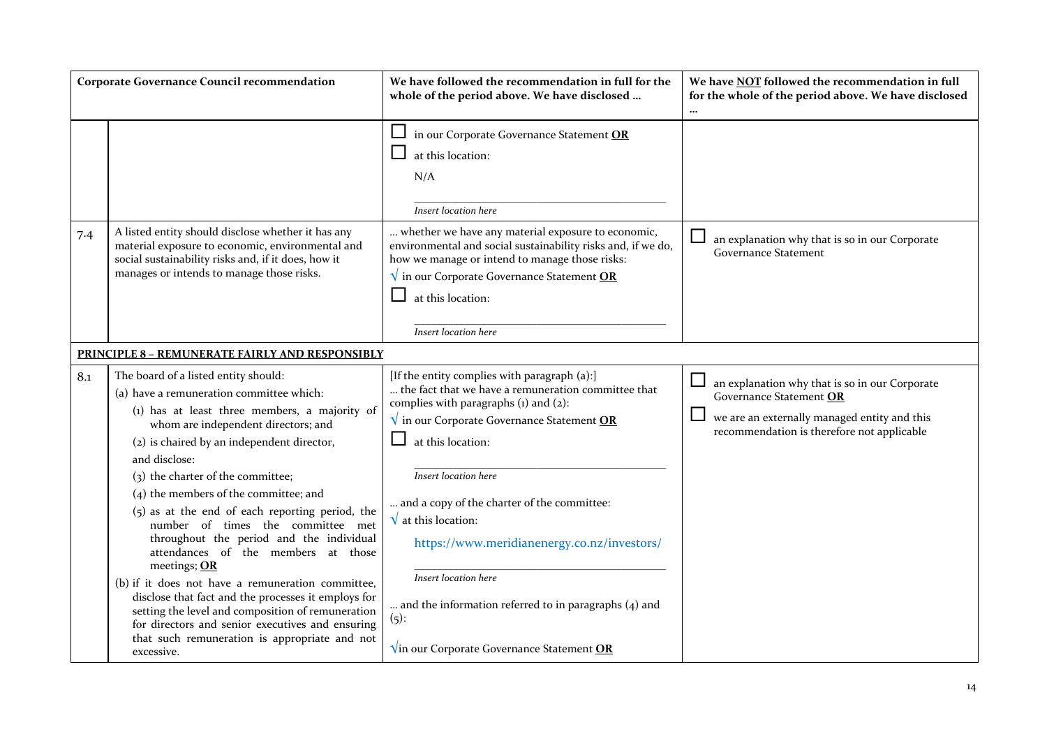| Corporate Governance Council recommendation | | We have followed the recommendation in full for the whole of the period above. We have disclosed … | We have NOT followed the recommendation in full for the whole of the period above. We have disclosed … |
|---|---|---|---|
| | | ☐ in our Corporate Governance Statement **OR**<br>☐ at this location:<br>N/A<br>_______________<br>*Insert location here* | |
| 7.4 | A listed entity should disclose whether it has any material exposure to economic, environmental and social sustainability risks and, if it does, how it manages or intends to manage those risks. | … whether we have any material exposure to economic, environmental and social sustainability risks and, if we do, how we manage or intend to manage those risks:<br>√ in our Corporate Governance Statement **OR**<br>☐ at this location:<br>_______________<br>*Insert location here* | ☐ an explanation why that is so in our Corporate Governance Statement |
| **PRINCIPLE 8 – REMUNERATE FAIRLY AND RESPONSIBLY** | | | |
| 8.1 | The board of a listed entity should:<br>(a) have a remuneration committee which:<br>(1) has at least three members, a majority of whom are independent directors; and<br>(2) is chaired by an independent director,<br>and disclose:<br>(3) the charter of the committee;<br>(4) the members of the committee; and<br>(5) as at the end of each reporting period, the number of times the committee met throughout the period and the individual attendances of the members at those meetings; **OR**<br>(b) if it does not have a remuneration committee, disclose that fact and the processes it employs for setting the level and composition of remuneration for directors and senior executives and ensuring that such remuneration is appropriate and not excessive. | [If the entity complies with paragraph (a):]<br>… the fact that we have a remuneration committee that complies with paragraphs (1) and (2):<br>√ in our Corporate Governance Statement **OR**<br>☐ at this location:<br>_______________<br>*Insert location here*<br>… and a copy of the charter of the committee:<br>√ at this location:<br>https://www.meridianenergy.co.nz/investors/<br>_______________<br>*Insert location here*<br>… and the information referred to in paragraphs (4) and (5):<br>√in our Corporate Governance Statement **OR** | ☐ an explanation why that is so in our Corporate Governance Statement **OR**<br>☐ we are an externally managed entity and this recommendation is therefore not applicable |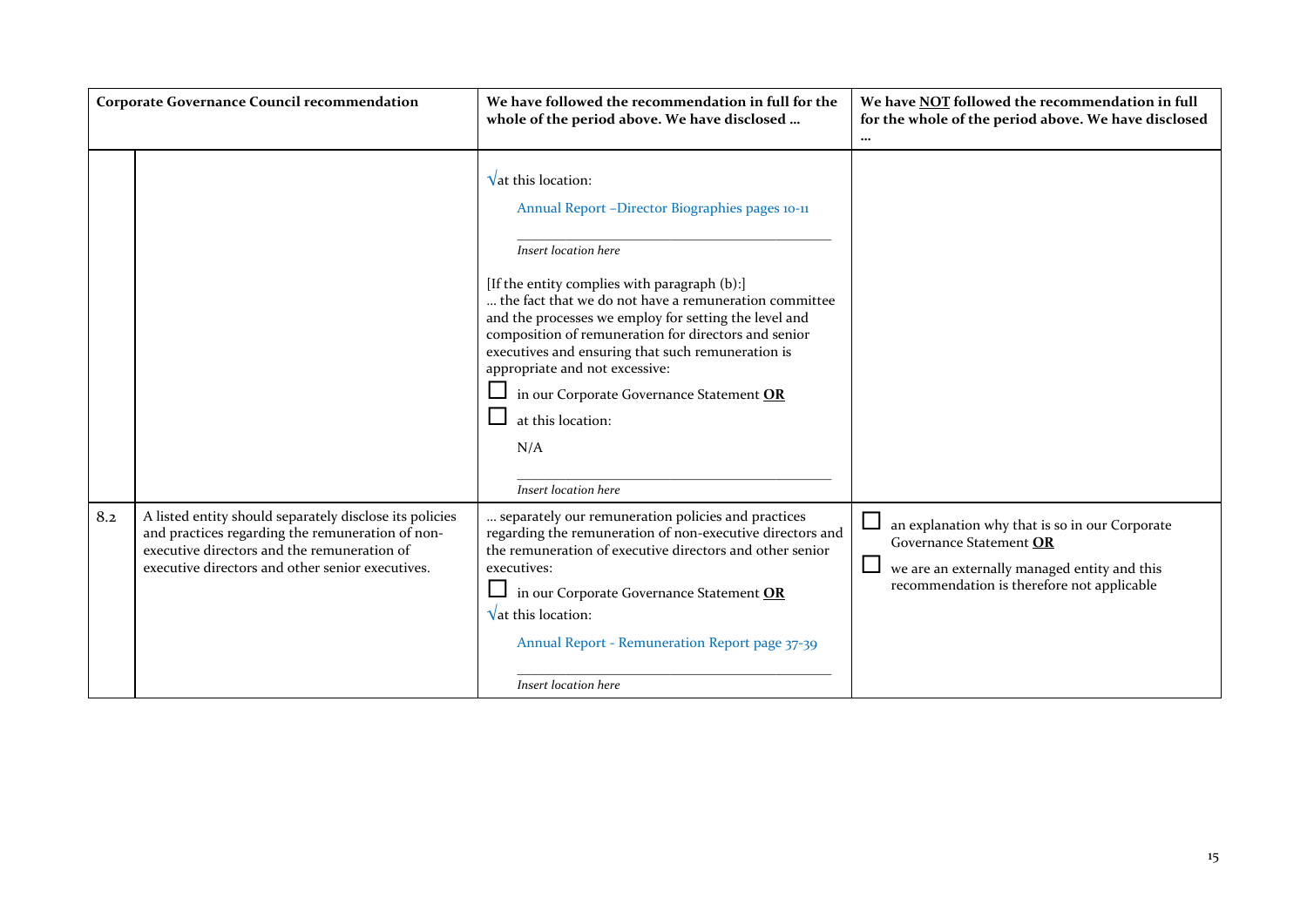| Corporate Governance Council recommendation | | We have followed the recommendation in full for the whole of the period above. We have disclosed … | We have NOT followed the recommendation in full for the whole of the period above. We have disclosed … |
|---|---|---|---|
| | | √at this location:<br>Annual Report –Director Biographies pages 10-11<br>*Insert location here*<br>[If the entity complies with paragraph (b):]<br>… the fact that we do not have a remuneration committee and the processes we employ for setting the level and composition of remuneration for directors and senior executives and ensuring that such remuneration is appropriate and not excessive:<br>☐ in our Corporate Governance Statement **OR**<br>☐ at this location:<br>N/A<br>*Insert location here* | |
| 8.2 | A listed entity should separately disclose its policies and practices regarding the remuneration of non-executive directors and the remuneration of executive directors and other senior executives. | … separately our remuneration policies and practices regarding the remuneration of non-executive directors and the remuneration of executive directors and other senior executives:<br>☐ in our Corporate Governance Statement **OR**<br>√at this location:<br>Annual Report - Remuneration Report page 37-39<br>*Insert location here* | ☐ an explanation why that is so in our Corporate Governance Statement **OR**<br>☐ we are an externally managed entity and this recommendation is therefore not applicable |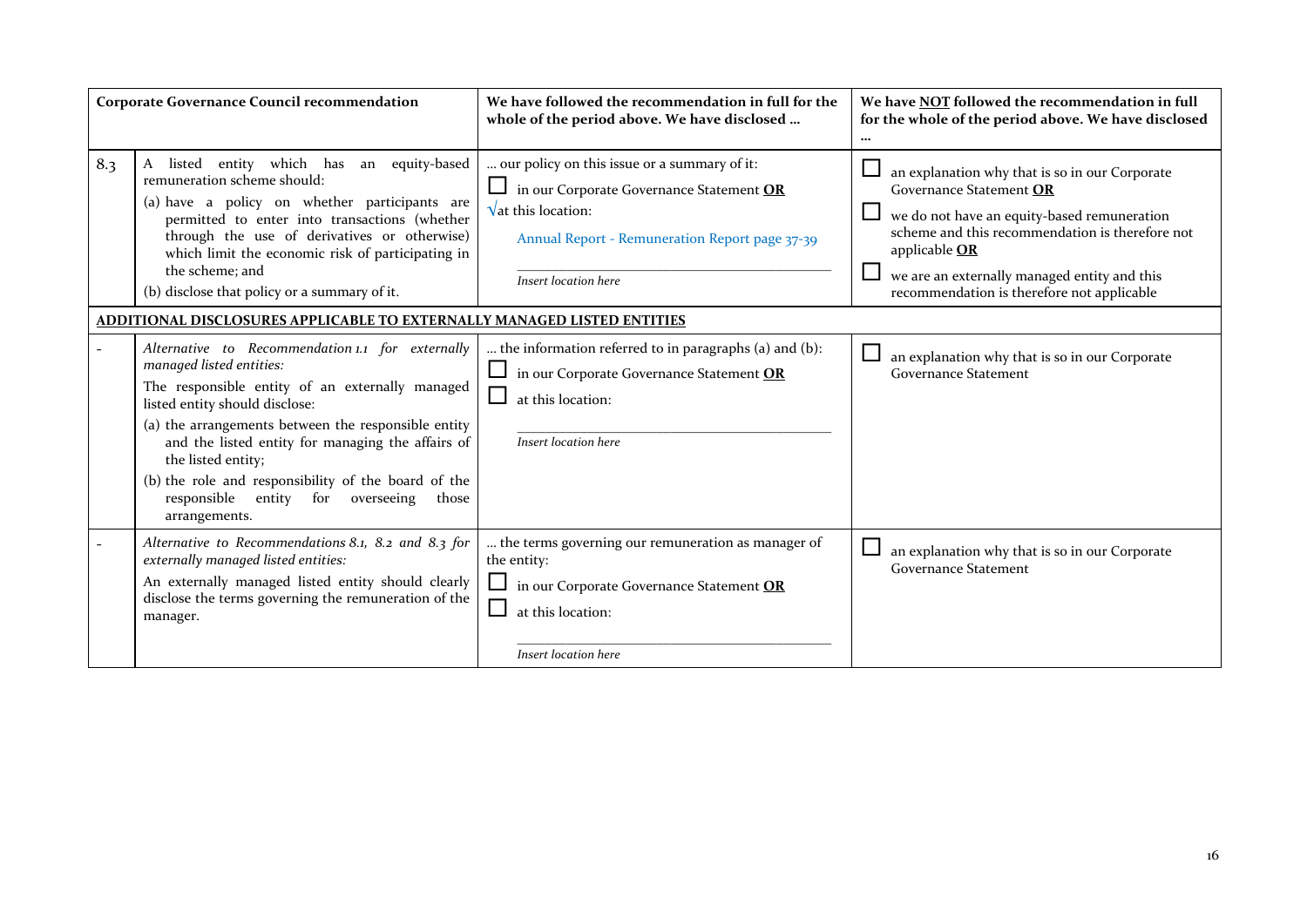| Corporate Governance Council recommendation | | We have followed the recommendation in full for the whole of the period above. We have disclosed … | We have NOT followed the recommendation in full for the whole of the period above. We have disclosed … |
|---|---|---|---|
| 8.3 | A listed entity which has an equity-based remuneration scheme should:<br>(a) have a policy on whether participants are permitted to enter into transactions (whether through the use of derivatives or otherwise) which limit the economic risk of participating in the scheme; and<br>(b) disclose that policy or a summary of it. | … our policy on this issue or a summary of it:<br>☐ in our Corporate Governance Statement **OR**<br>√at this location:<br>Annual Report - Remuneration Report page 37-39<br>*Insert location here* | ☐ an explanation why that is so in our Corporate Governance Statement **OR**<br>☐ we do not have an equity-based remuneration scheme and this recommendation is therefore not applicable **OR**<br>☐ we are an externally managed entity and this recommendation is therefore not applicable |
| **ADDITIONAL DISCLOSURES APPLICABLE TO EXTERNALLY MANAGED LISTED ENTITIES** | | | |
| - | *Alternative to Recommendation 1.1 for externally managed listed entities:*<br>The responsible entity of an externally managed listed entity should disclose:<br>(a) the arrangements between the responsible entity and the listed entity for managing the affairs of the listed entity;<br>(b) the role and responsibility of the board of the responsible entity for overseeing those arrangements. | … the information referred to in paragraphs (a) and (b):<br>☐ in our Corporate Governance Statement **OR**<br>☐ at this location:<br>*Insert location here* | ☐ an explanation why that is so in our Corporate Governance Statement |
| - | *Alternative to Recommendations 8.1, 8.2 and 8.3 for externally managed listed entities:*<br>An externally managed listed entity should clearly disclose the terms governing the remuneration of the manager. | … the terms governing our remuneration as manager of the entity:<br>☐ in our Corporate Governance Statement **OR**<br>☐ at this location:<br>*Insert location here* | ☐ an explanation why that is so in our Corporate Governance Statement |